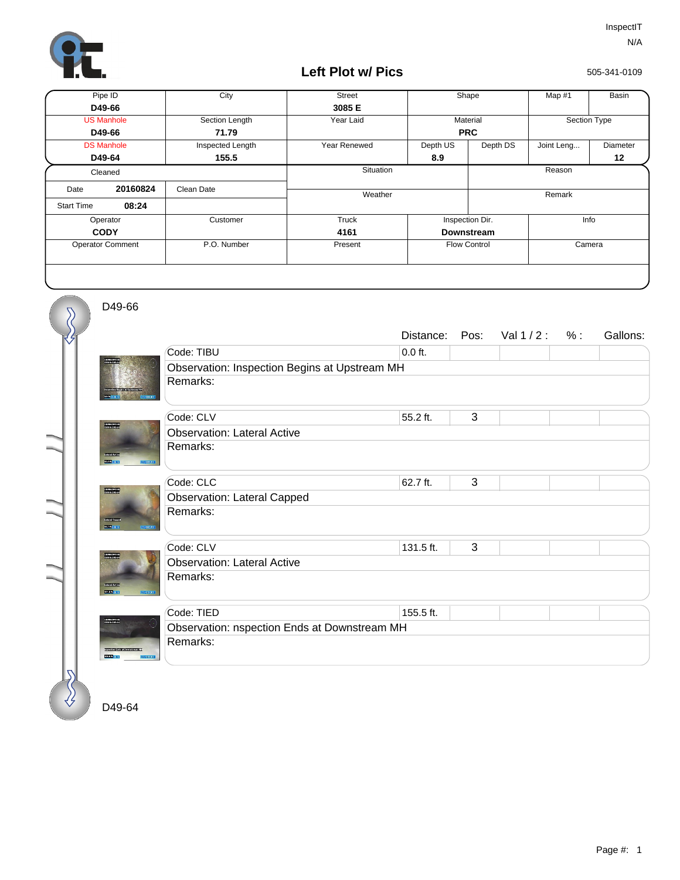InspectIT
N/A

# Left Plot w/ Pics

505-341-0109

| Pipe ID | City | Street | Shape | | Map #1 | Basin |
|---|---|---|---|---|---|---|
| **D49-66** | | **3085 E** | | | | |
| US Manhole | Section Length | Year Laid | Material | | Section Type | |
| **D49-66** | **71.79** | | **PRC** | | | |
| DS Manhole | Inspected Length | Year Renewed | Depth US | Depth DS | Joint Leng... | Diameter |
| **D49-64** | **155.5** | | **8.9** | | | **12** |

| Cleaned | | Situation | Reason |
|---|---|---|---|
| Date **20160824** | Clean Date | Weather | Remark |
| Start Time **08:24** | | | |

| Operator | Customer | Truck | Inspection Dir. | Info |
|---|---|---|---|---|
| **CODY** | | **4161** | **Downstream** | |
| Operator Comment | P.O. Number | Present | Flow Control | Camera |

D49-66

| | Distance: | Pos: | Val 1 / 2 : | % : | Gallons: |
|---|---|---|---|---|---|
| Code: TIBU | 0.0 ft. | | | | |
| Observation: Inspection Begins at Upstream MH | | | | | |
| Remarks: | | | | | |
| Code: CLV | 55.2 ft. | 3 | | | |
| Observation: Lateral Active | | | | | |
| Remarks: | | | | | |
| Code: CLC | 62.7 ft. | 3 | | | |
| Observation: Lateral Capped | | | | | |
| Remarks: | | | | | |
| Code: CLV | 131.5 ft. | 3 | | | |
| Observation: Lateral Active | | | | | |
| Remarks: | | | | | |
| Code: TIED | 155.5 ft. | | | | |
| Observation: nspection Ends at Downstream MH | | | | | |
| Remarks: | | | | | |

D49-64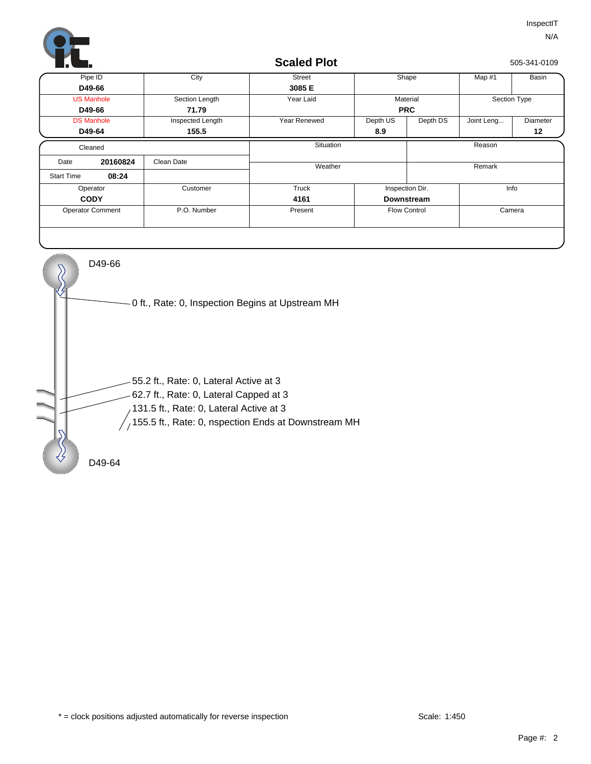InspectIT

N/A

## Scaled Plot

505-341-0109

| Pipe ID | City | Street | Shape | | Map #1 | Basin |
|---|---|---|---|---|---|---|
| **D49-66** | | **3085 E** | | | | |
| US Manhole | Section Length | Year Laid | Material | | Section Type | |
| **D49-66** | **71.79** | | **PRC** | | | |
| DS Manhole | Inspected Length | Year Renewed | Depth US | Depth DS | Joint Leng... | Diameter |
| **D49-64** | **155.5** | | **8.9** | | | **12** |

| Cleaned | | Situation | Reason |
|---|---|---|---|
| Date **20160824** | Clean Date | Weather | Remark |
| Start Time **08:24** | | | |

| Operator | Customer | Truck | Inspection Dir. | Info |
|---|---|---|---|---|
| **CODY** | | **4161** | **Downstream** | |
| Operator Comment | P.O. Number | Present | Flow Control | Camera |

D49-66

0 ft., Rate: 0, Inspection Begins at Upstream MH

55.2 ft., Rate: 0, Lateral Active at 3

62.7 ft., Rate: 0, Lateral Capped at 3

131.5 ft., Rate: 0, Lateral Active at 3

155.5 ft., Rate: 0, nspection Ends at Downstream MH

D49-64

* = clock positions adjusted automatically for reverse inspection

Scale: 1:450